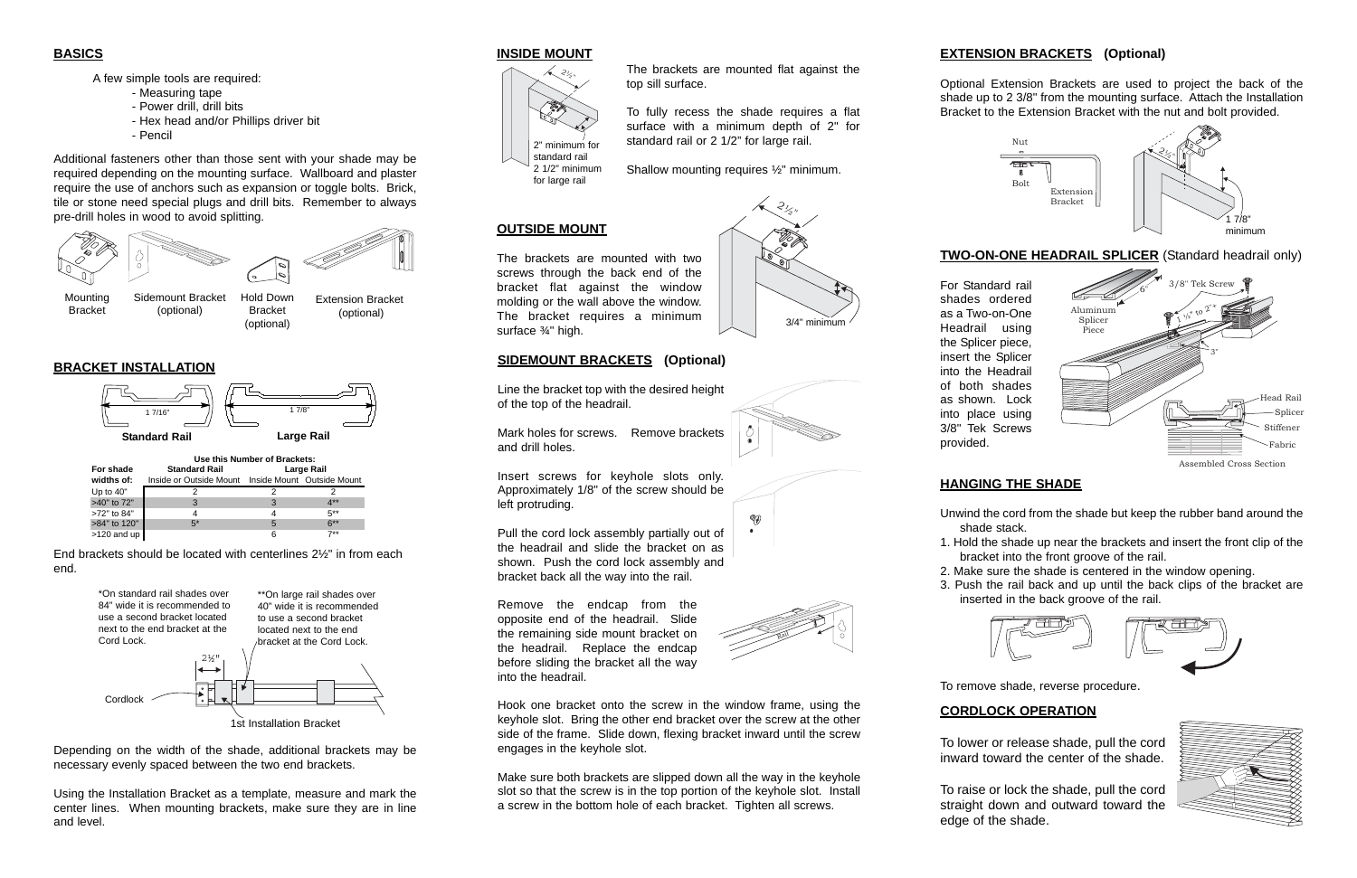## BASICS

A few simple tools are required:

- Measuring tape
- Power drill, drill bits
- Hex head and/or Phillips driver bit
- Pencil

Additional fasteners other than those sent with your shade may be required depending on the mounting surface. Wallboard and plaster require the use of anchors such as expansion or toggle bolts. Brick, tile or stone need special plugs and drill bits. Remember to always pre-drill holes in wood to avoid splitting.

Mounting Bracket | Sidemount Bracket (optional) | Hold Down Bracket (optional) | Extension Bracket (optional)

## BRACKET INSTALLATION

Standard Rail 1 7/16" | Large Rail 1 7/8"

| For shade widths of: | Use this Number of Brackets: Standard Rail Inside or Outside Mount | Large Rail Inside Mount | Large Rail Outside Mount |
|---|---|---|---|
| Up to 40" | 2 | 2 | 2 |
| >40" to 72" | 3 | 3 | 4** |
| >72" to 84" | 4 | 4 | 5** |
| >84" to 120" | 5* | 5 | 6** |
| >120 and up | | 6 | 7** |

End brackets should be located with centerlines 2½" in from each end.

*On standard rail shades over 84" wide it is recommended to use a second bracket located next to the end bracket at the Cord Lock.

**On large rail shades over 40" wide it is recommended to use a second bracket located next to the end bracket at the Cord Lock.

2½" — Cordlock — 1st Installation Bracket

Depending on the width of the shade, additional brackets may be necessary evenly spaced between the two end brackets.

Using the Installation Bracket as a template, measure and mark the center lines. When mounting brackets, make sure they are in line and level.

## INSIDE MOUNT

2½" — 2" minimum for standard rail, 2 1/2" minimum for large rail

The brackets are mounted flat against the top sill surface.

To fully recess the shade requires a flat surface with a minimum depth of 2" for standard rail or 2 1/2" for large rail.

Shallow mounting requires ½" minimum.

## OUTSIDE MOUNT

The brackets are mounted with two screws through the back end of the bracket flat against the window molding or the wall above the window. The bracket requires a minimum surface ¾" high.

2½" — 3/4" minimum

## SIDEMOUNT BRACKETS (Optional)

Line the bracket top with the desired height of the top of the headrail.

Mark holes for screws. Remove brackets and drill holes.

Insert screws for keyhole slots only. Approximately 1/8" of the screw should be left protruding.

Pull the cord lock assembly partially out of the headrail and slide the bracket on as shown. Push the cord lock assembly and bracket back all the way into the rail.

Remove the endcap from the opposite end of the headrail. Slide the remaining side mount bracket on the headrail. Replace the endcap before sliding the bracket all the way into the headrail.

Hook one bracket onto the screw in the window frame, using the keyhole slot. Bring the other end bracket over the screw at the other side of the frame. Slide down, flexing bracket inward until the screw engages in the keyhole slot.

Make sure both brackets are slipped down all the way in the keyhole slot so that the screw is in the top portion of the keyhole slot. Install a screw in the bottom hole of each bracket. Tighten all screws.

## EXTENSION BRACKETS (Optional)

Optional Extension Brackets are used to project the back of the shade up to 2 3/8" from the mounting surface. Attach the Installation Bracket to the Extension Bracket with the nut and bolt provided.

Nut — Bolt — Extension Bracket — 2½" — 1 7/8" minimum

## TWO-ON-ONE HEADRAIL SPLICER (Standard headrail only)

For Standard rail shades ordered as a Two-on-One Headrail using the Splicer piece, insert the Splicer into the Headrail of both shades as shown. Lock into place using 3/8" Tek Screws provided.

Aluminum Splicer Piece — 6" — 3/8" Tek Screw — 1½" to 2" — 3" — Head Rail — Splicer — Stiffener — Fabric

Assembled Cross Section

## HANGING THE SHADE

Unwind the cord from the shade but keep the rubber band around the shade stack.

1. Hold the shade up near the brackets and insert the front clip of the bracket into the front groove of the rail.
2. Make sure the shade is centered in the window opening.
3. Push the rail back and up until the back clips of the bracket are inserted in the back groove of the rail.

To remove shade, reverse procedure.

## CORDLOCK OPERATION

To lower or release shade, pull the cord inward toward the center of the shade.

To raise or lock the shade, pull the cord straight down and outward toward the edge of the shade.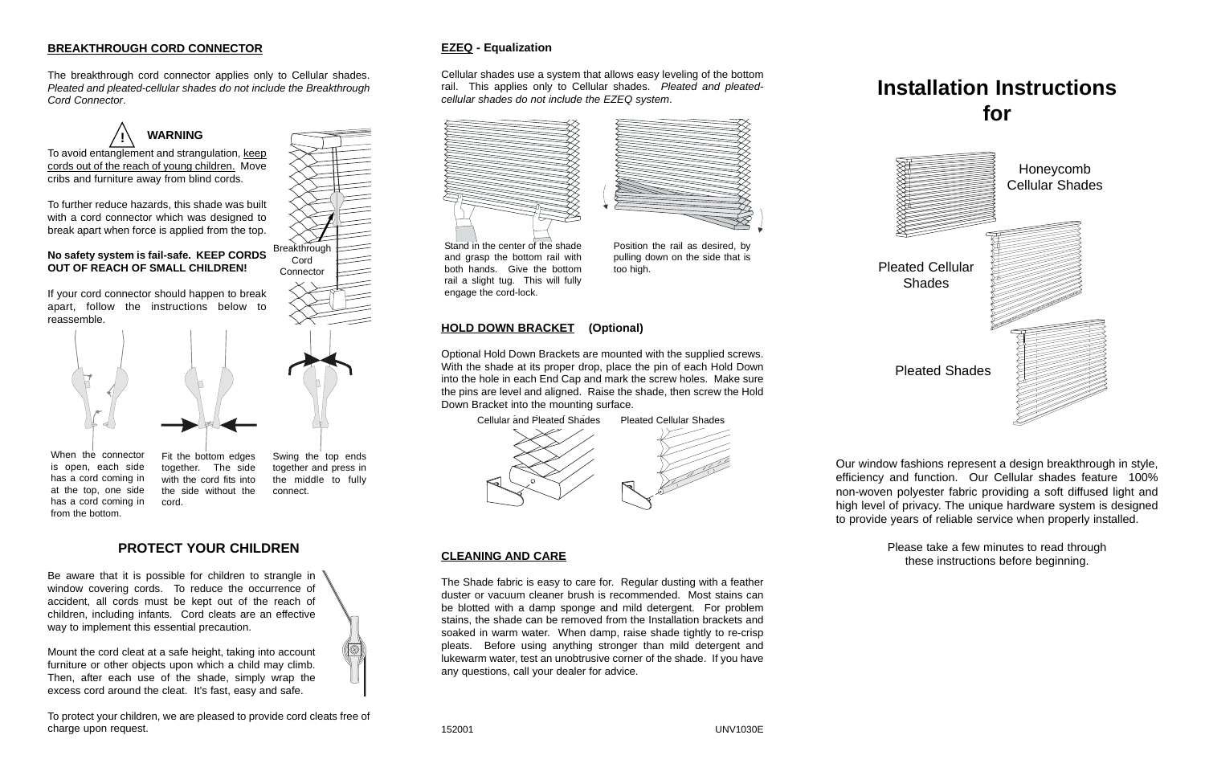## BREAKTHROUGH CORD CONNECTOR

The breakthrough cord connector applies only to Cellular shades. *Pleated and pleated-cellular shades do not include the Breakthrough Cord Connector*.

### ! WARNING

To avoid entanglement and strangulation, keep cords out of the reach of young children. Move cribs and furniture away from blind cords.

To further reduce hazards, this shade was built with a cord connector which was designed to break apart when force is applied from the top.

**No safety system is fail-safe. KEEP CORDS OUT OF REACH OF SMALL CHILDREN!**

If your cord connector should happen to break apart, follow the instructions below to reassemble.

Breakthrough Cord Connector

When the connector is open, each side has a cord coming in at the top, one side has a cord coming in from the bottom.

Fit the bottom edges together. The side with the cord fits into the side without the cord.

Swing the top ends together and press in the middle to fully connect.

## PROTECT YOUR CHILDREN

Be aware that it is possible for children to strangle in window covering cords. To reduce the occurrence of accident, all cords must be kept out of the reach of children, including infants. Cord cleats are an effective way to implement this essential precaution.

Mount the cord cleat at a safe height, taking into account furniture or other objects upon which a child may climb. Then, after each use of the shade, simply wrap the excess cord around the cleat. It's fast, easy and safe.

To protect your children, we are pleased to provide cord cleats free of charge upon request.

## EZEQ - Equalization

Cellular shades use a system that allows easy leveling of the bottom rail. This applies only to Cellular shades. *Pleated and pleated-cellular shades do not include the EZEQ system*.

Stand in the center of the shade and grasp the bottom rail with both hands. Give the bottom rail a slight tug. This will fully engage the cord-lock.

Position the rail as desired, by pulling down on the side that is too high.

## HOLD DOWN BRACKET (Optional)

Optional Hold Down Brackets are mounted with the supplied screws. With the shade at its proper drop, place the pin of each Hold Down into the hole in each End Cap and mark the screw holes. Make sure the pins are level and aligned. Raise the shade, then screw the Hold Down Bracket into the mounting surface.

Cellular and Pleated Shades

Pleated Cellular Shades

## CLEANING AND CARE

The Shade fabric is easy to care for. Regular dusting with a feather duster or vacuum cleaner brush is recommended. Most stains can be blotted with a damp sponge and mild detergent. For problem stains, the shade can be removed from the Installation brackets and soaked in warm water. When damp, raise shade tightly to re-crisp pleats. Before using anything stronger than mild detergent and lukewarm water, test an unobtrusive corner of the shade. If you have any questions, call your dealer for advice.

152001 UNV1030E

# Installation Instructions for

Honeycomb Cellular Shades

Pleated Cellular Shades

Pleated Shades

Our window fashions represent a design breakthrough in style, efficiency and function. Our Cellular shades feature 100% non-woven polyester fabric providing a soft diffused light and high level of privacy. The unique hardware system is designed to provide years of reliable service when properly installed.

Please take a few minutes to read through these instructions before beginning.